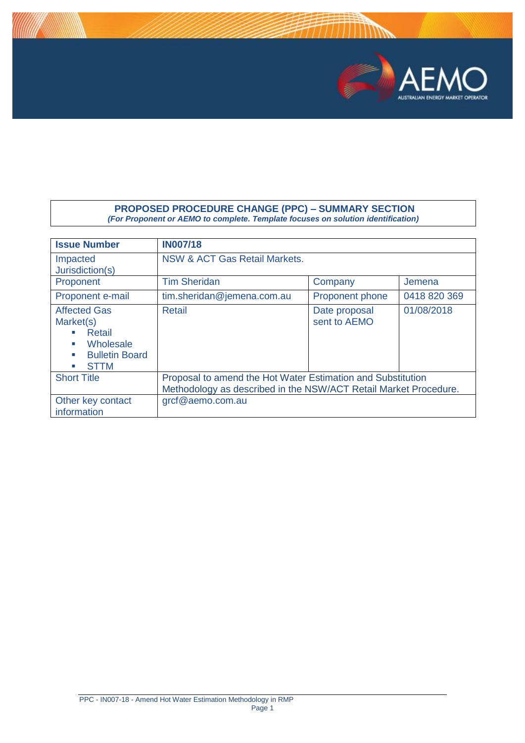**PROPOSED PROCEDURE CHANGE (PPC) – SUMMARY SECTION**

***(For Proponent or AEMO to complete. Template focuses on solution identification)***

| **Issue Number** | **IN007/18** | | |
|---|---|---|---|
| Impacted Jurisdiction(s) | NSW & ACT Gas Retail Markets. | | |
| Proponent | Tim Sheridan | Company | Jemena |
| Proponent e-mail | tim.sheridan@jemena.com.au | Proponent phone | 0418 820 369 |
| Affected Gas Market(s)<br>▪ Retail<br>▪ Wholesale<br>▪ Bulletin Board<br>▪ STTM | Retail | Date proposal sent to AEMO | 01/08/2018 |
| Short Title | Proposal to amend the Hot Water Estimation and Substitution Methodology as described in the NSW/ACT Retail Market Procedure. | | |
| Other key contact information | grcf@aemo.com.au | | |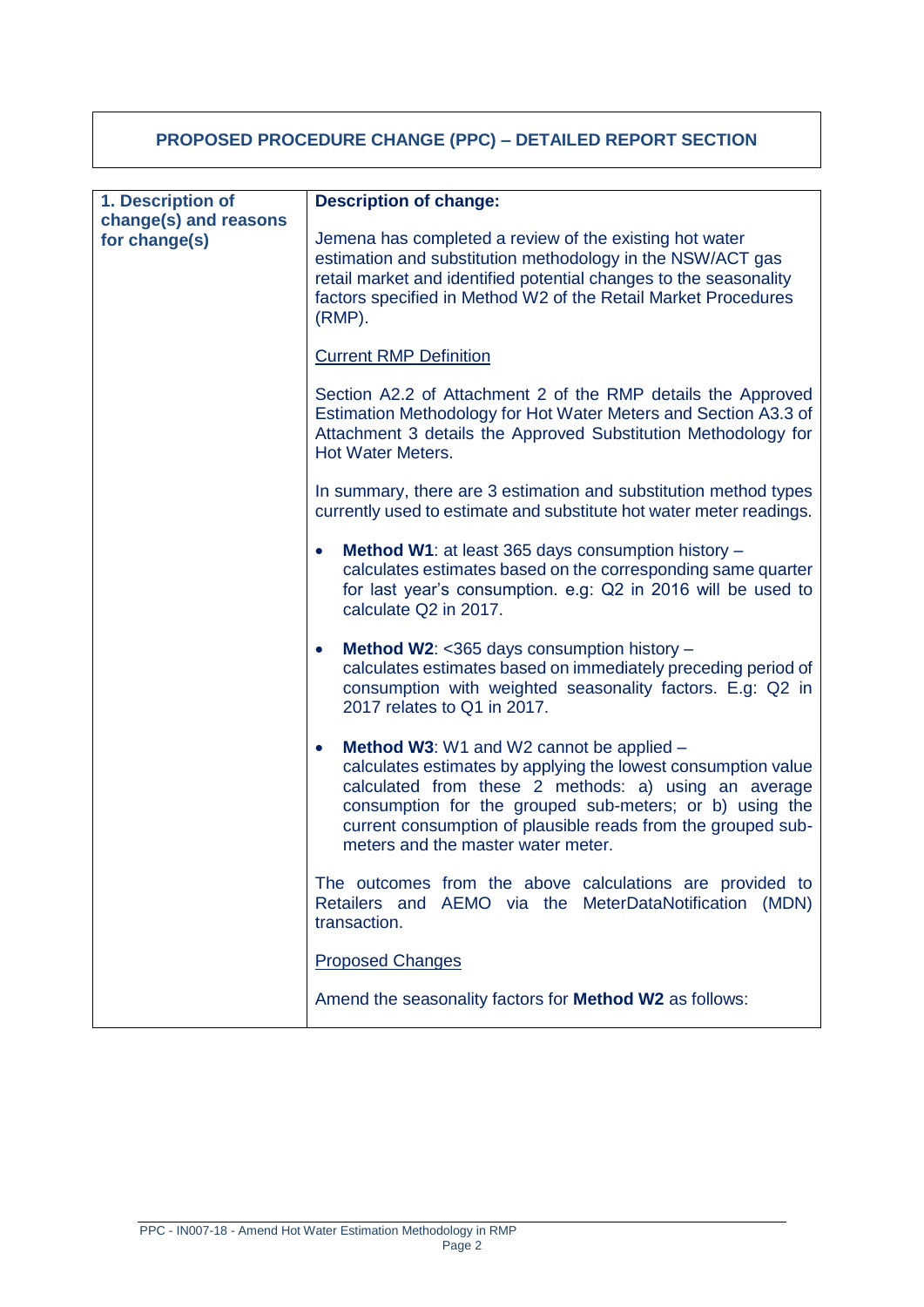# PROPOSED PROCEDURE CHANGE (PPC) – DETAILED REPORT SECTION

| 1. Description of change(s) and reasons for change(s) | **Description of change:**<br><br>Jemena has completed a review of the existing hot water estimation and substitution methodology in the NSW/ACT gas retail market and identified potential changes to the seasonality factors specified in Method W2 of the Retail Market Procedures (RMP).<br><br>Current RMP Definition<br><br>Section A2.2 of Attachment 2 of the RMP details the Approved Estimation Methodology for Hot Water Meters and Section A3.3 of Attachment 3 details the Approved Substitution Methodology for Hot Water Meters.<br><br>In summary, there are 3 estimation and substitution method types currently used to estimate and substitute hot water meter readings.<br><br>• **Method W1**: at least 365 days consumption history – calculates estimates based on the corresponding same quarter for last year's consumption. e.g: Q2 in 2016 will be used to calculate Q2 in 2017.<br><br>• **Method W2**: <365 days consumption history – calculates estimates based on immediately preceding period of consumption with weighted seasonality factors. E.g: Q2 in 2017 relates to Q1 in 2017.<br><br>• **Method W3**: W1 and W2 cannot be applied – calculates estimates by applying the lowest consumption value calculated from these 2 methods: a) using an average consumption for the grouped sub-meters; or b) using the current consumption of plausible reads from the grouped sub-meters and the master water meter.<br><br>The outcomes from the above calculations are provided to Retailers and AEMO via the MeterDataNotification (MDN) transaction.<br><br>Proposed Changes<br><br>Amend the seasonality factors for **Method W2** as follows: |
|---|---|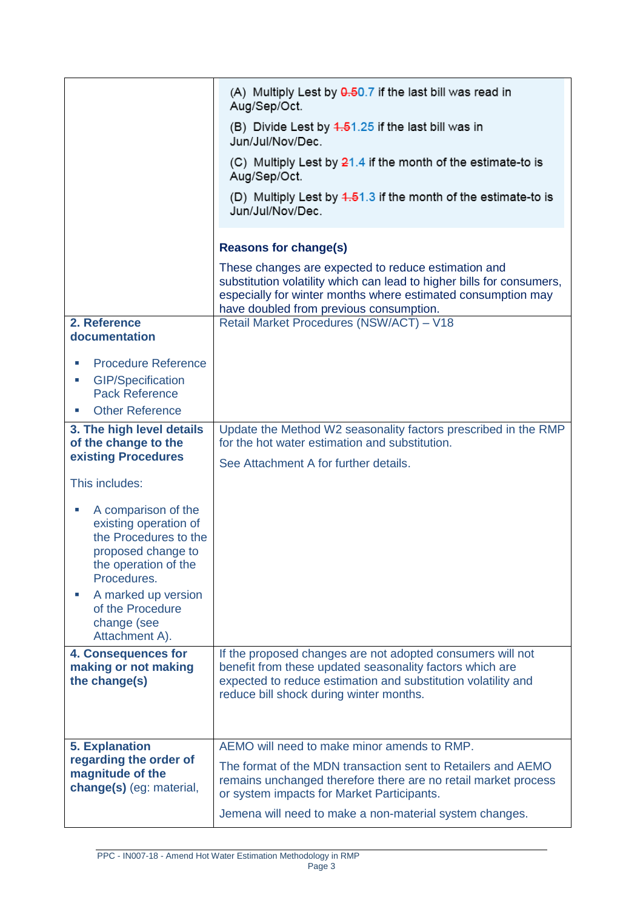| | |
|---|---|
| | (A) Multiply Lest by ~~0.5~~0.7 if the last bill was read in Aug/Sep/Oct.<br><br>(B) Divide Lest by ~~1.5~~1.25 if the last bill was in Jun/Jul/Nov/Dec.<br><br>(C) Multiply Lest by ~~2~~1.4 if the month of the estimate-to is Aug/Sep/Oct.<br><br>(D) Multiply Lest by ~~1.5~~1.3 if the month of the estimate-to is Jun/Jul/Nov/Dec.<br><br>**Reasons for change(s)**<br><br>These changes are expected to reduce estimation and substitution volatility which can lead to higher bills for consumers, especially for winter months where estimated consumption may have doubled from previous consumption. |
| **2. Reference documentation**<br><br>▪ Procedure Reference<br>▪ GIP/Specification Pack Reference<br>▪ Other Reference | Retail Market Procedures (NSW/ACT) – V18 |
| **3. The high level details of the change to the existing Procedures**<br><br>This includes:<br><br>▪ A comparison of the existing operation of the Procedures to the proposed change to the operation of the Procedures.<br>▪ A marked up version of the Procedure change (see Attachment A). | Update the Method W2 seasonality factors prescribed in the RMP for the hot water estimation and substitution.<br><br>See Attachment A for further details. |
| **4. Consequences for making or not making the change(s)** | If the proposed changes are not adopted consumers will not benefit from these updated seasonality factors which are expected to reduce estimation and substitution volatility and reduce bill shock during winter months. |
| **5. Explanation regarding the order of magnitude of the change(s)** (eg: material, | AEMO will need to make minor amends to RMP.<br><br>The format of the MDN transaction sent to Retailers and AEMO remains unchanged therefore there are no retail market process or system impacts for Market Participants.<br><br>Jemena will need to make a non-material system changes. |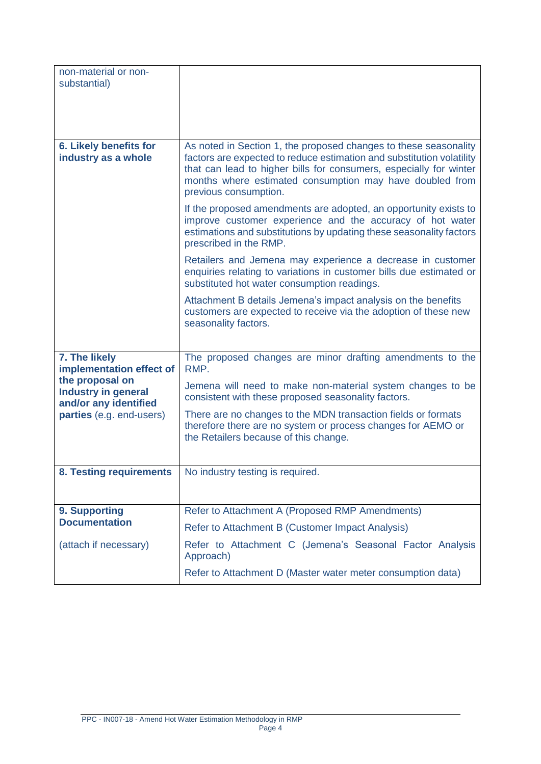| | |
|---|---|
| non-material or non-substantial) | |
| **6. Likely benefits for industry as a whole** | As noted in Section 1, the proposed changes to these seasonality factors are expected to reduce estimation and substitution volatility that can lead to higher bills for consumers, especially for winter months where estimated consumption may have doubled from previous consumption.<br><br>If the proposed amendments are adopted, an opportunity exists to improve customer experience and the accuracy of hot water estimations and substitutions by updating these seasonality factors prescribed in the RMP.<br><br>Retailers and Jemena may experience a decrease in customer enquiries relating to variations in customer bills due estimated or substituted hot water consumption readings.<br><br>Attachment B details Jemena's impact analysis on the benefits customers are expected to receive via the adoption of these new seasonality factors. |
| **7. The likely implementation effect of the proposal on Industry in general and/or any identified parties** (e.g. end-users) | The proposed changes are minor drafting amendments to the RMP.<br><br>Jemena will need to make non-material system changes to be consistent with these proposed seasonality factors.<br><br>There are no changes to the MDN transaction fields or formats therefore there are no system or process changes for AEMO or the Retailers because of this change. |
| **8. Testing requirements** | No industry testing is required. |
| **9. Supporting Documentation**<br><br>(attach if necessary) | Refer to Attachment A (Proposed RMP Amendments)<br><br>Refer to Attachment B (Customer Impact Analysis)<br><br>Refer to Attachment C (Jemena's Seasonal Factor Analysis Approach)<br><br>Refer to Attachment D (Master water meter consumption data) |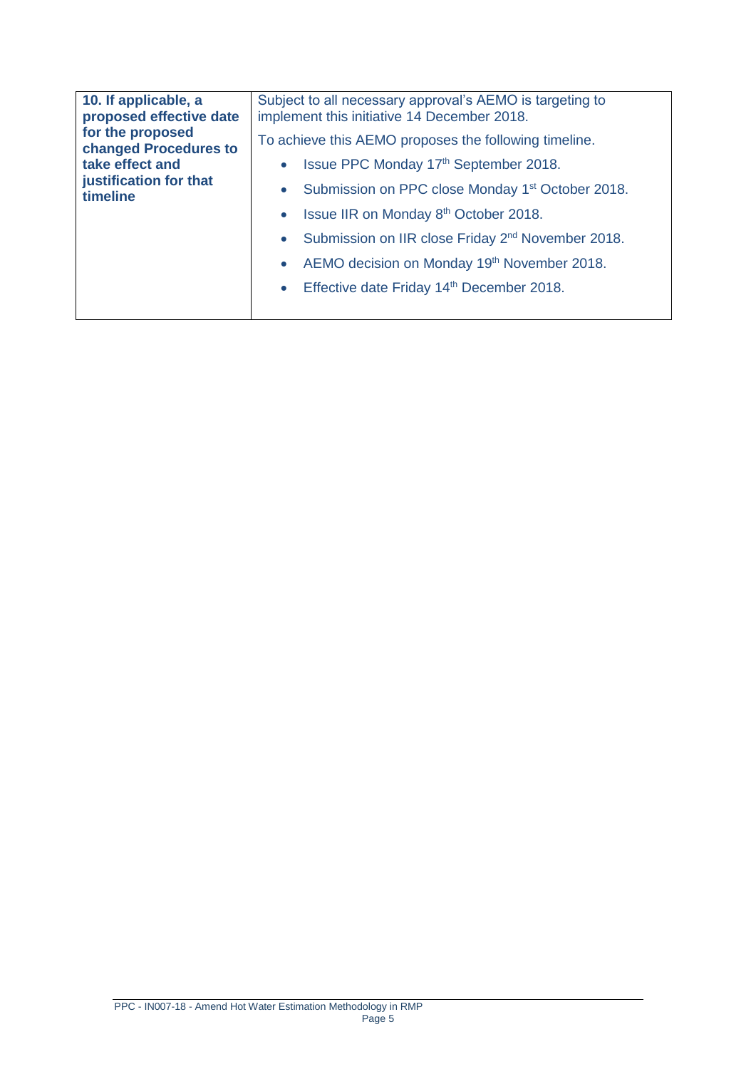| **10. If applicable, a proposed effective date for the proposed changed Procedures to take effect and justification for that timeline** | Subject to all necessary approval's AEMO is targeting to implement this initiative 14 December 2018.<br>To achieve this AEMO proposes the following timeline.<br>• Issue PPC Monday 17th September 2018.<br>• Submission on PPC close Monday 1st October 2018.<br>• Issue IIR on Monday 8th October 2018.<br>• Submission on IIR close Friday 2nd November 2018.<br>• AEMO decision on Monday 19th November 2018.<br>• Effective date Friday 14th December 2018. |
|---|---|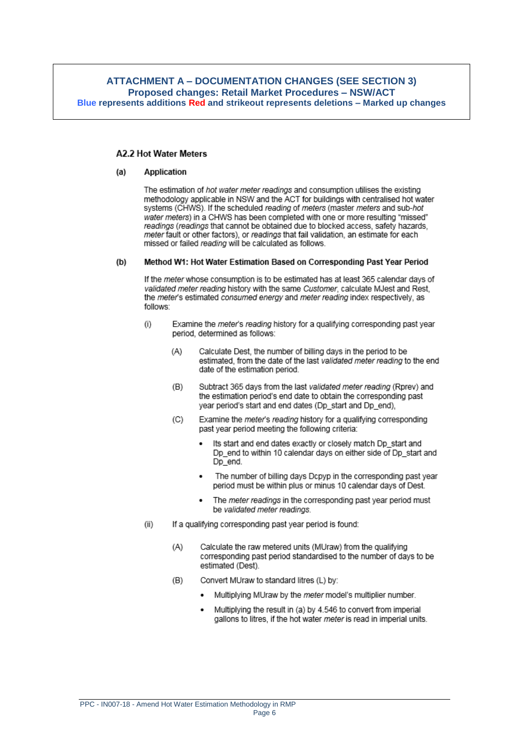**ATTACHMENT A – DOCUMENTATION CHANGES (SEE SECTION 3)**
**Proposed changes: Retail Market Procedures – NSW/ACT**
**Blue represents additions Red and strikeout represents deletions – Marked up changes**

### A2.2 Hot Water Meters

**(a) Application**

The estimation of *hot water meter readings* and consumption utilises the existing methodology applicable in NSW and the ACT for buildings with centralised hot water systems (CHWS). If the scheduled *reading* of *meters* (master *meters* and sub-*hot water meters*) in a CHWS has been completed with one or more resulting "missed" *readings* (*readings* that cannot be obtained due to blocked access, safety hazards, *meter* fault or other factors), or *readings* that fail validation, an estimate for each missed or failed *reading* will be calculated as follows.

**(b) Method W1: Hot Water Estimation Based on Corresponding Past Year Period**

If the *meter* whose consumption is to be estimated has at least 365 calendar days of *validated meter reading* history with the same *Customer*, calculate MJest and Rest, the *meter*'s estimated *consumed energy* and *meter reading* index respectively, as follows:

(i) Examine the *meter*'s *reading* history for a qualifying corresponding past year period, determined as follows:

(A) Calculate Dest, the number of billing days in the period to be estimated, from the date of the last *validated meter reading* to the end date of the estimation period.

(B) Subtract 365 days from the last *validated meter reading* (Rprev) and the estimation period's end date to obtain the corresponding past year period's start and end dates (Dp_start and Dp_end),

(C) Examine the *meter*'s *reading* history for a qualifying corresponding past year period meeting the following criteria:

- Its start and end dates exactly or closely match Dp_start and Dp_end to within 10 calendar days on either side of Dp_start and Dp_end.
- The number of billing days Dcpyp in the corresponding past year period must be within plus or minus 10 calendar days of Dest.
- The *meter readings* in the corresponding past year period must be *validated meter readings*.

(ii) If a qualifying corresponding past year period is found:

(A) Calculate the raw metered units (MUraw) from the qualifying corresponding past period standardised to the number of days to be estimated (Dest).

(B) Convert MUraw to standard litres (L) by:

- Multiplying MUraw by the *meter* model's multiplier number.
- Multiplying the result in (a) by 4.546 to convert from imperial gallons to litres, if the hot water *meter* is read in imperial units.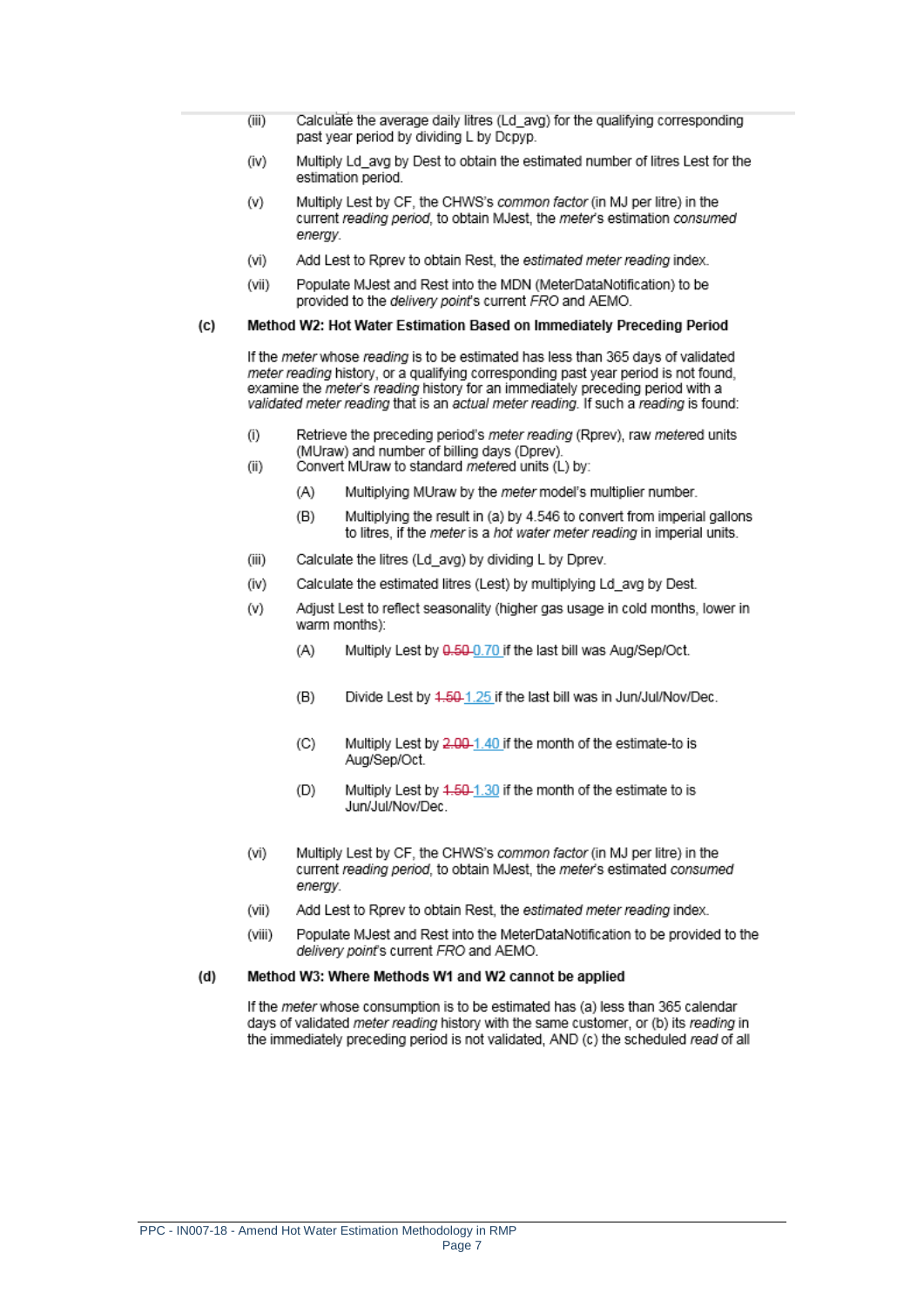(iii) Calculate the average daily litres (Ld_avg) for the qualifying corresponding past year period by dividing L by Dcpyp.

(iv) Multiply Ld_avg by Dest to obtain the estimated number of litres Lest for the estimation period.

(v) Multiply Lest by CF, the CHWS's *common factor* (in MJ per litre) in the current *reading period*, to obtain MJest, the *meter*'s estimation *consumed energy*.

(vi) Add Lest to Rprev to obtain Rest, the *estimated meter reading* index.

(vii) Populate MJest and Rest into the MDN (MeterDataNotification) to be provided to the *delivery point*'s current *FRO* and AEMO.

**(c) Method W2: Hot Water Estimation Based on Immediately Preceding Period**

If the *meter* whose *reading* is to be estimated has less than 365 days of validated *meter reading* history, or a qualifying corresponding past year period is not found, examine the *meter*'s *reading* history for an immediately preceding period with a *validated meter reading* that is an *actual meter reading*. If such a *reading* is found:

(i) Retrieve the preceding period's *meter reading* (Rprev), raw *metere*d units (MUraw) and number of billing days (Dprev).

(ii) Convert MUraw to standard *metere*d units (L) by:

  (A) Multiplying MUraw by the *meter* model's multiplier number.

  (B) Multiplying the result in (a) by 4.546 to convert from imperial gallons to litres, if the *meter* is a *hot water meter reading* in imperial units.

(iii) Calculate the litres (Ld_avg) by dividing L by Dprev.

(iv) Calculate the estimated litres (Lest) by multiplying Ld_avg by Dest.

(v) Adjust Lest to reflect seasonality (higher gas usage in cold months, lower in warm months):

  (A) Multiply Lest by ~~0.50~~ 0.70 if the last bill was Aug/Sep/Oct.

  (B) Divide Lest by ~~1.50~~ 1.25 if the last bill was in Jun/Jul/Nov/Dec.

  (C) Multiply Lest by ~~2.00~~ 1.40 if the month of the estimate-to is Aug/Sep/Oct.

  (D) Multiply Lest by ~~1.50~~ 1.30 if the month of the estimate to is Jun/Jul/Nov/Dec.

(vi) Multiply Lest by CF, the CHWS's *common factor* (in MJ per litre) in the current *reading period*, to obtain MJest, the *meter*'s estimated *consumed energy*.

(vii) Add Lest to Rprev to obtain Rest, the *estimated meter reading* index.

(viii) Populate MJest and Rest into the MeterDataNotification to be provided to the *delivery point*'s current *FRO* and AEMO.

**(d) Method W3: Where Methods W1 and W2 cannot be applied**

If the *meter* whose consumption is to be estimated has (a) less than 365 calendar days of validated *meter reading* history with the same customer, or (b) its *reading* in the immediately preceding period is not validated, AND (c) the scheduled *read* of all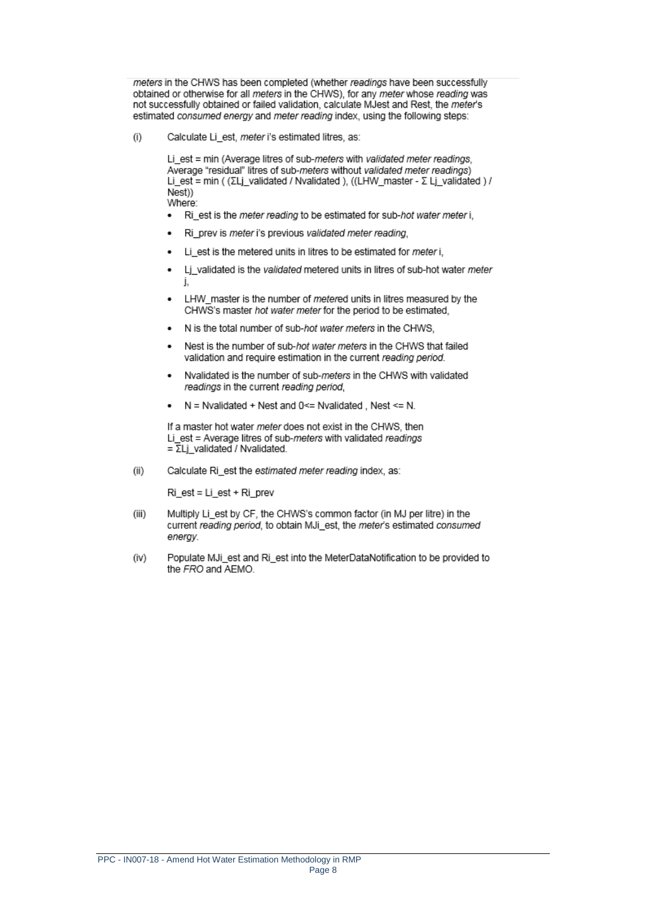*meters* in the CHWS has been completed (whether *readings* have been successfully obtained or otherwise for all *meters* in the CHWS), for any *meter* whose *reading* was not successfully obtained or failed validation, calculate MJest and Rest, the *meter*'s estimated *consumed energy* and *meter reading* index, using the following steps:

(i) Calculate $L_{i\_est}$, *meter* i's estimated litres, as:

$L_{i\_est}$ = min (Average litres of sub-*meters* with *validated meter readings*, Average "residual" litres of sub-*meters* without *validated meter readings*)

$$L_{i\_est} = \min\left( \left(\Sigma L_{j\_validated} / N_{validated}\right), \left(\left(LHW_{master} - \Sigma L_{j\_validated}\right) / N_{est}\right)\right)$$

Where:

- $R_{i\_est}$ is the *meter reading* to be estimated for sub-*hot water meter* i,
- $R_{i\_prev}$ is *meter* i's previous *validated meter reading*,
- $L_{i\_est}$ is the metered units in litres to be estimated for *meter* i,
- $L_{j\_validated}$ is the *validated* metered units in litres of sub-hot water *meter* j,
- $LHW_{master}$ is the number of *meter*ed units in litres measured by the CHWS's master *hot water meter* for the period to be estimated,
- N is the total number of sub-*hot water meters* in the CHWS,
- $N_{est}$ is the number of sub-*hot water meters* in the CHWS that failed validation and require estimation in the current *reading period*.
- $N_{validated}$ is the number of sub-*meters* in the CHWS with validated *readings* in the current *reading period*,
- $N = N_{validated} + N_{est}$ and $0 <= N_{validated}, N_{est} <= N$.

If a master hot water *meter* does not exist in the CHWS, then $L_{i\_est}$ = Average litres of sub-*meters* with validated *readings* $= \Sigma L_{j\_validated} / N_{validated}$.

(ii) Calculate $R_{i\_est}$ the *estimated meter reading* index, as:

$$R_{i\_est} = L_{i\_est} + R_{i\_prev}$$

(iii) Multiply $L_{i\_est}$ by CF, the CHWS's common factor (in MJ per litre) in the current *reading period*, to obtain $MJ_{i\_est}$, the *meter*'s estimated *consumed energy*.

(iv) Populate $MJ_{i\_est}$ and $R_{i\_est}$ into the MeterDataNotification to be provided to the *FRO* and AEMO.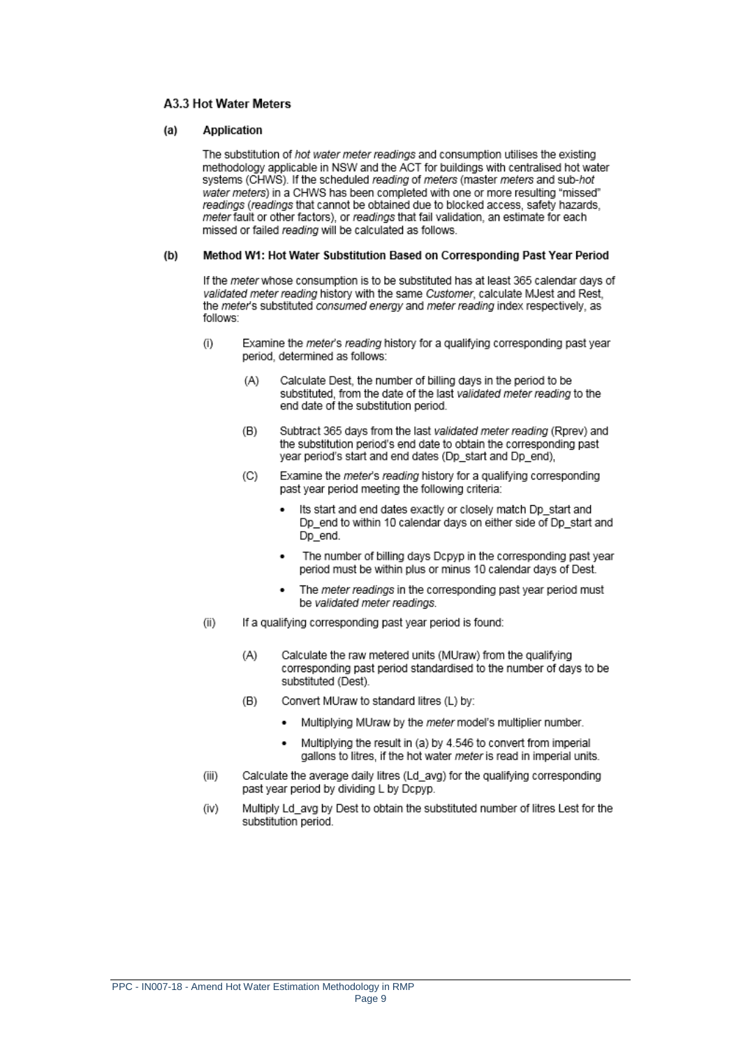### A3.3 Hot Water Meters

**(a) Application**

The substitution of *hot water meter readings* and consumption utilises the existing methodology applicable in NSW and the ACT for buildings with centralised hot water systems (CHWS). If the scheduled *reading* of *meters* (master *meters* and sub-*hot water meters*) in a CHWS has been completed with one or more resulting "missed" *readings* (*readings* that cannot be obtained due to blocked access, safety hazards, *meter* fault or other factors), or *readings* that fail validation, an estimate for each missed or failed *reading* will be calculated as follows.

**(b) Method W1: Hot Water Substitution Based on Corresponding Past Year Period**

If the *meter* whose consumption is to be substituted has at least 365 calendar days of *validated meter reading* history with the same *Customer*, calculate MJest and Rest, the *meter*'s substituted *consumed energy* and *meter reading* index respectively, as follows:

(i) Examine the *meter*'s *reading* history for a qualifying corresponding past year period, determined as follows:

- (A) Calculate Dest, the number of billing days in the period to be substituted, from the date of the last *validated meter reading* to the end date of the substitution period.
- (B) Subtract 365 days from the last *validated meter reading* (Rprev) and the substitution period's end date to obtain the corresponding past year period's start and end dates (Dp_start and Dp_end),
- (C) Examine the *meter*'s *reading* history for a qualifying corresponding past year period meeting the following criteria:
  - Its start and end dates exactly or closely match Dp_start and Dp_end to within 10 calendar days on either side of Dp_start and Dp_end.
  - The number of billing days Dcpyp in the corresponding past year period must be within plus or minus 10 calendar days of Dest.
  - The *meter readings* in the corresponding past year period must be *validated meter readings*.

(ii) If a qualifying corresponding past year period is found:

- (A) Calculate the raw metered units (MUraw) from the qualifying corresponding past period standardised to the number of days to be substituted (Dest).
- (B) Convert MUraw to standard litres (L) by:
  - Multiplying MUraw by the *meter* model's multiplier number.
  - Multiplying the result in (a) by 4.546 to convert from imperial gallons to litres, if the hot water *meter* is read in imperial units.

(iii) Calculate the average daily litres (Ld_avg) for the qualifying corresponding past year period by dividing L by Dcpyp.

(iv) Multiply Ld_avg by Dest to obtain the substituted number of litres Lest for the substitution period.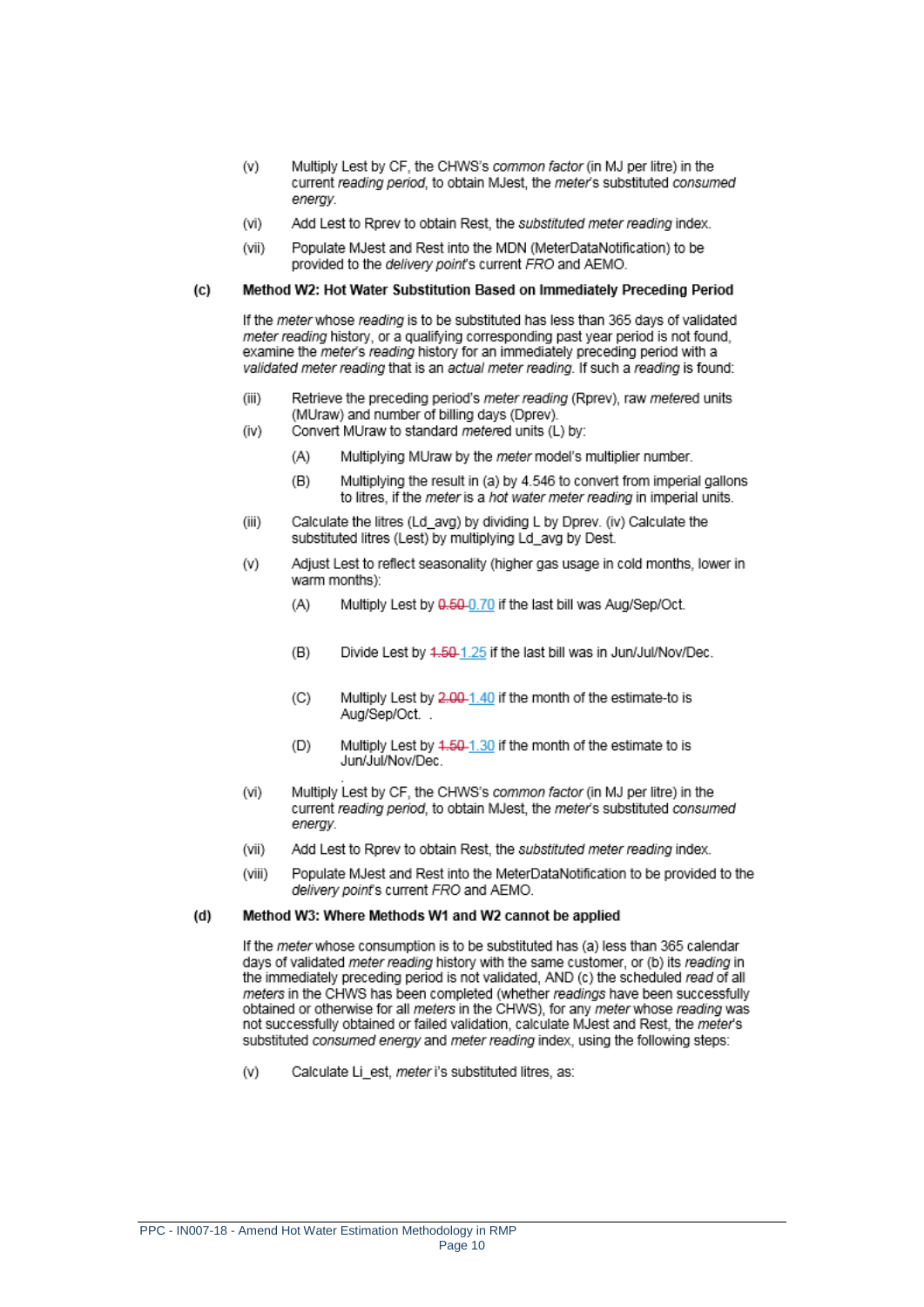(v) Multiply Lest by CF, the CHWS's *common factor* (in MJ per litre) in the current *reading period*, to obtain MJest, the *meter*'s substituted *consumed energy*.

(vi) Add Lest to Rprev to obtain Rest, the *substituted meter reading* index.

(vii) Populate MJest and Rest into the MDN (MeterDataNotification) to be provided to the *delivery point*'s current *FRO* and AEMO.

**(c) Method W2: Hot Water Substitution Based on Immediately Preceding Period**

If the *meter* whose *reading* is to be substituted has less than 365 days of validated *meter reading* history, or a qualifying corresponding past year period is not found, examine the *meter*'s *reading* history for an immediately preceding period with a *validated meter reading* that is an *actual meter reading*. If such a *reading* is found:

(iii) Retrieve the preceding period's *meter reading* (Rprev), raw *metere*d units (MUraw) and number of billing days (Dprev).

(iv) Convert MUraw to standard *metere*d units (L) by:

- (A) Multiplying MUraw by the *meter* model's multiplier number.
- (B) Multiplying the result in (a) by 4.546 to convert from imperial gallons to litres, if the *meter* is a *hot water meter reading* in imperial units.

(iii) Calculate the litres (Ld_avg) by dividing L by Dprev. (iv) Calculate the substituted litres (Lest) by multiplying Ld_avg by Dest.

(v) Adjust Lest to reflect seasonality (higher gas usage in cold months, lower in warm months):

- (A) Multiply Lest by ~~0.50~~ 0.70 if the last bill was Aug/Sep/Oct.
- (B) Divide Lest by ~~1.50~~ 1.25 if the last bill was in Jun/Jul/Nov/Dec.
- (C) Multiply Lest by ~~2.00~~ 1.40 if the month of the estimate-to is Aug/Sep/Oct. .
- (D) Multiply Lest by ~~1.50~~ 1.30 if the month of the estimate to is Jun/Jul/Nov/Dec.

(vi) Multiply Lest by CF, the CHWS's *common factor* (in MJ per litre) in the current *reading period*, to obtain MJest, the *meter*'s substituted *consumed energy*.

(vii) Add Lest to Rprev to obtain Rest, the *substituted meter reading* index.

(viii) Populate MJest and Rest into the MeterDataNotification to be provided to the *delivery point*'s current *FRO* and AEMO.

**(d) Method W3: Where Methods W1 and W2 cannot be applied**

If the *meter* whose consumption is to be substituted has (a) less than 365 calendar days of validated *meter reading* history with the same customer, or (b) its *reading* in the immediately preceding period is not validated, AND (c) the scheduled *read* of all *meters* in the CHWS has been completed (whether *readings* have been successfully obtained or otherwise for all *meters* in the CHWS), for any *meter* whose *reading* was not successfully obtained or failed validation, calculate MJest and Rest, the *meter*'s substituted *consumed energy* and *meter reading* index, using the following steps:

(v) Calculate Li_est, *meter* i's substituted litres, as: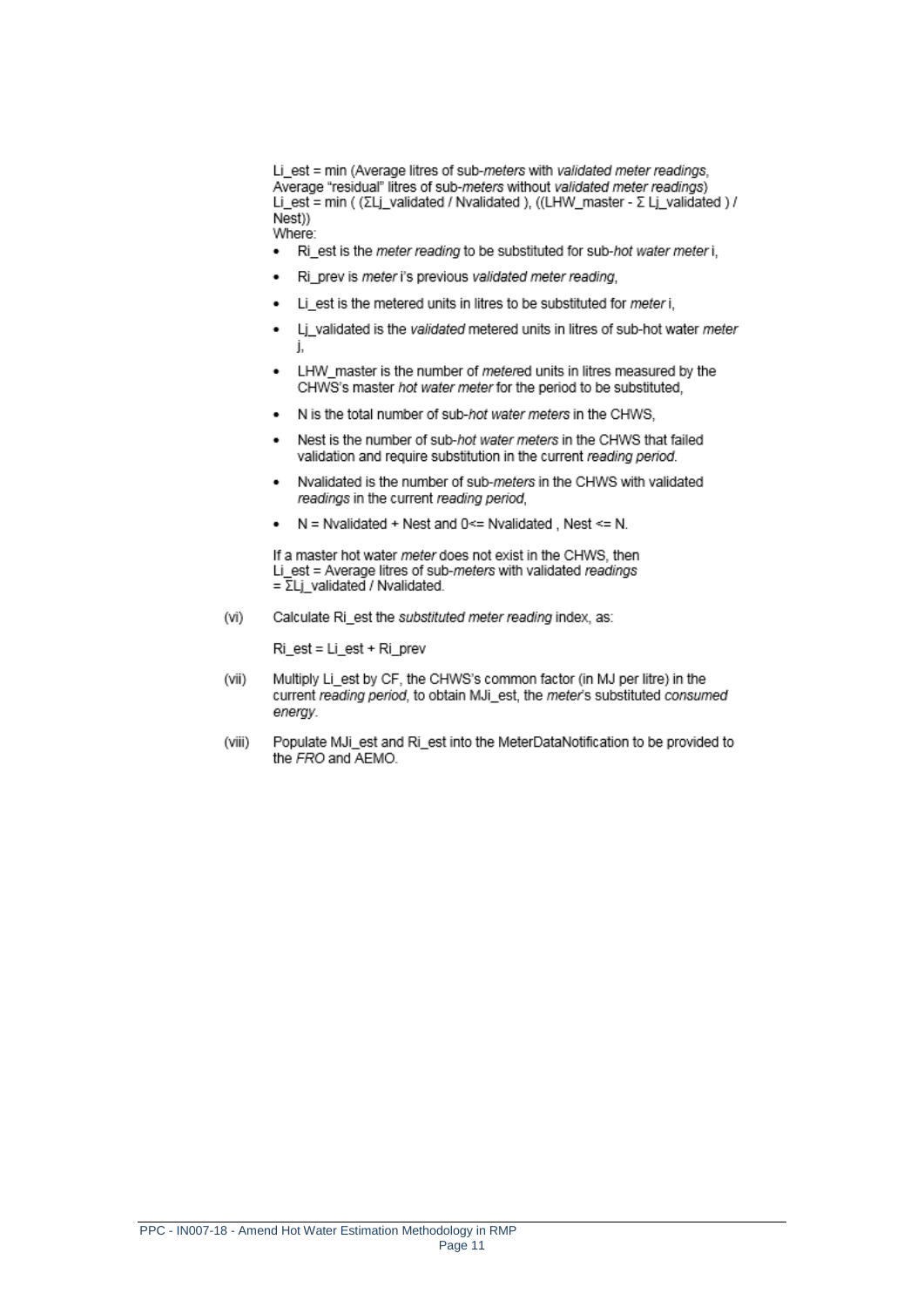Li_est = min (Average litres of sub-*meters* with *validated meter readings*, Average "residual" litres of sub-*meters* without *validated meter readings*)
Li_est = min ( (ΣLj_validated / Nvalidated ), ((LHW_master - Σ Lj_validated ) / Nest))
Where:

- Ri_est is the *meter reading* to be substituted for sub-*hot water meter* i,
- Ri_prev is *meter* i's previous *validated meter reading*,
- Li_est is the metered units in litres to be substituted for *meter* i,
- Lj_validated is the *validated* metered units in litres of sub-hot water *meter* j,
- LHW_master is the number of *meter*ed units in litres measured by the CHWS's master *hot water meter* for the period to be substituted,
- N is the total number of sub-*hot water meters* in the CHWS,
- Nest is the number of sub-*hot water meters* in the CHWS that failed validation and require substitution in the current *reading period*.
- Nvalidated is the number of sub-*meters* in the CHWS with validated *readings* in the current *reading period*,
- N = Nvalidated + Nest and 0<= Nvalidated , Nest <= N.

If a master hot water *meter* does not exist in the CHWS, then
Li_est = Average litres of sub-*meters* with validated *readings*
= ΣLj_validated / Nvalidated.

(vi) Calculate Ri_est the *substituted meter reading* index, as:

Ri_est = Li_est + Ri_prev

(vii) Multiply Li_est by CF, the CHWS's common factor (in MJ per litre) in the current *reading period*, to obtain MJi_est, the *meter*'s substituted *consumed energy*.

(viii) Populate MJi_est and Ri_est into the MeterDataNotification to be provided to the *FRO* and AEMO.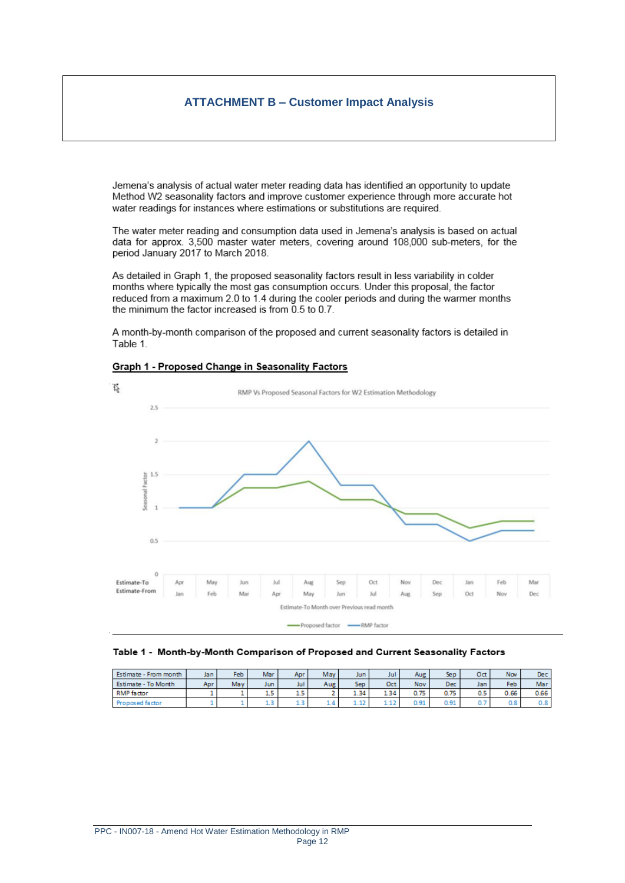# ATTACHMENT B – Customer Impact Analysis

Jemena's analysis of actual water meter reading data has identified an opportunity to update Method W2 seasonality factors and improve customer experience through more accurate hot water readings for instances where estimations or substitutions are required.

The water meter reading and consumption data used in Jemena's analysis is based on actual data for approx. 3,500 master water meters, covering around 108,000 sub-meters, for the period January 2017 to March 2018.

As detailed in Graph 1, the proposed seasonality factors result in less variability in colder months where typically the most gas consumption occurs. Under this proposal, the factor reduced from a maximum 2.0 to 1.4 during the cooler periods and during the warmer months the minimum the factor increased is from 0.5 to 0.7.

A month-by-month comparison of the proposed and current seasonality factors is detailed in Table 1.

**Graph 1 - Proposed Change in Seasonality Factors**

RMP Vs Proposed Seasonal Factors for W2 Estimation Methodology

| Estimate-To | Apr | May | Jun | Jul | Aug | Sep | Oct | Nov | Dec | Jan | Feb | Mar |
|---|---|---|---|---|---|---|---|---|---|---|---|---|
| Estimate-From | Jan | Feb | Mar | Apr | May | Jun | Jul | Aug | Sep | Oct | Nov | Dec |

Estimate-To Month over Previous read month

Proposed factor — RMP factor

**Table 1 - Month-by-Month Comparison of Proposed and Current Seasonality Factors**

| Estimate - From month | Jan | Feb | Mar | Apr | May | Jun | Jul | Aug | Sep | Oct | Nov | Dec |
|---|---|---|---|---|---|---|---|---|---|---|---|---|
| Estimate - To Month | Apr | May | Jun | Jul | Aug | Sep | Oct | Nov | Dec | Jan | Feb | Mar |
| RMP factor | 1 | 1 | 1.5 | 1.5 | 2 | 1.34 | 1.34 | 0.75 | 0.75 | 0.5 | 0.66 | 0.66 |
| Proposed factor | 1 | 1 | 1.3 | 1.3 | 1.4 | 1.12 | 1.12 | 0.91 | 0.91 | 0.7 | 0.8 | 0.8 |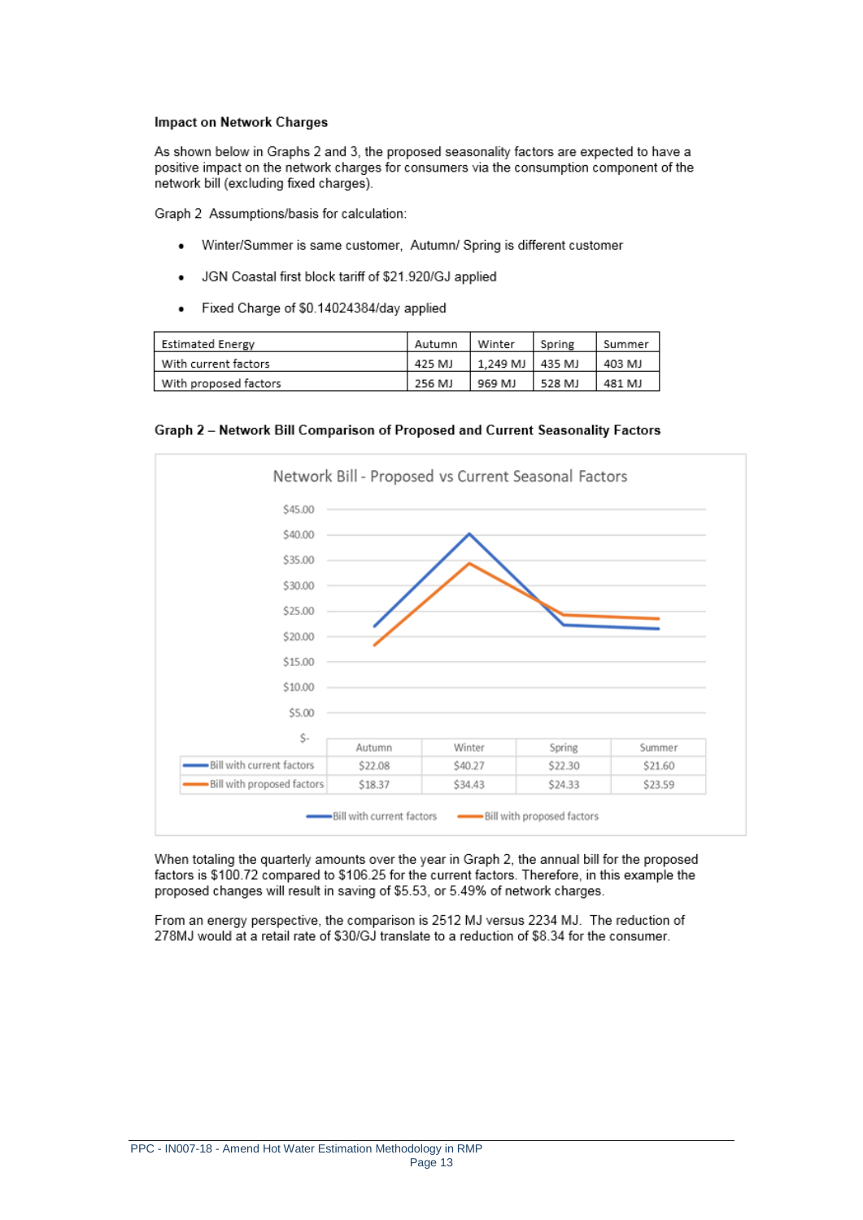**Impact on Network Charges**

As shown below in Graphs 2 and 3, the proposed seasonality factors are expected to have a positive impact on the network charges for consumers via the consumption component of the network bill (excluding fixed charges).

Graph 2 Assumptions/basis for calculation:

- Winter/Summer is same customer, Autumn/ Spring is different customer
- JGN Coastal first block tariff of $21.920/GJ applied
- Fixed Charge of $0.14024384/day applied

| Estimated Energy | Autumn | Winter | Spring | Summer |
|---|---|---|---|---|
| With current factors | 425 MJ | 1,249 MJ | 435 MJ | 403 MJ |
| With proposed factors | 256 MJ | 969 MJ | 528 MJ | 481 MJ |

**Graph 2 – Network Bill Comparison of Proposed and Current Seasonality Factors**

Network Bill - Proposed vs Current Seasonal Factors

| | Autumn | Winter | Spring | Summer |
|---|---|---|---|---|
| Bill with current factors | $22.08 | $40.27 | $22.30 | $21.60 |
| Bill with proposed factors | $18.37 | $34.43 | $24.33 | $23.59 |

When totaling the quarterly amounts over the year in Graph 2, the annual bill for the proposed factors is $100.72 compared to $106.25 for the current factors. Therefore, in this example the proposed changes will result in saving of $5.53, or 5.49% of network charges.

From an energy perspective, the comparison is 2512 MJ versus 2234 MJ. The reduction of 278MJ would at a retail rate of $30/GJ translate to a reduction of $8.34 for the consumer.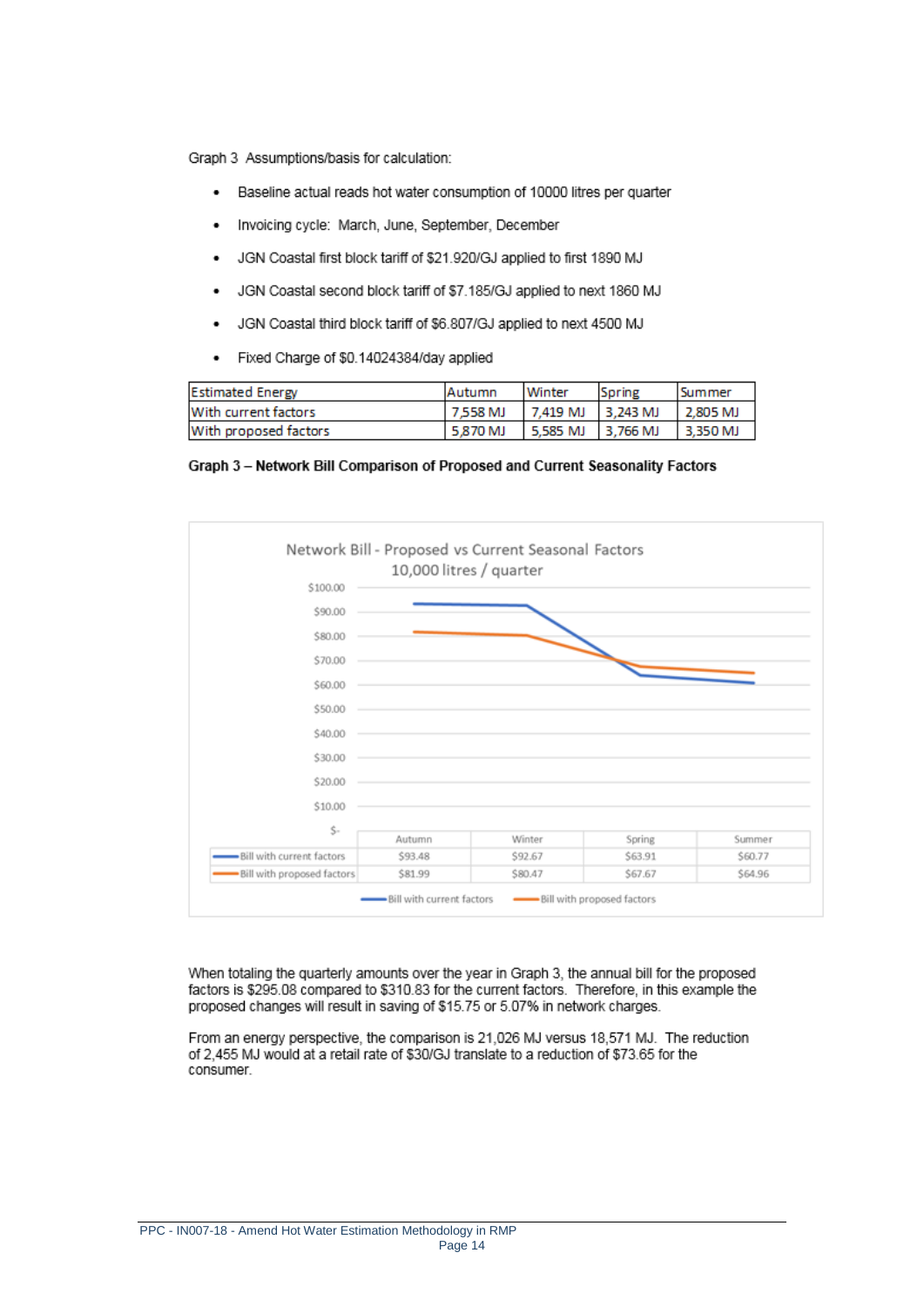Graph 3 Assumptions/basis for calculation:

- Baseline actual reads hot water consumption of 10000 litres per quarter
- Invoicing cycle: March, June, September, December
- JGN Coastal first block tariff of $21.920/GJ applied to first 1890 MJ
- JGN Coastal second block tariff of $7.185/GJ applied to next 1860 MJ
- JGN Coastal third block tariff of $6.807/GJ applied to next 4500 MJ
- Fixed Charge of $0.14024384/day applied

| Estimated Energy | Autumn | Winter | Spring | Summer |
|---|---|---|---|---|
| With current factors | 7,558 MJ | 7,419 MJ | 3,243 MJ | 2,805 MJ |
| With proposed factors | 5,870 MJ | 5,585 MJ | 3,766 MJ | 3,350 MJ |

**Graph 3 – Network Bill Comparison of Proposed and Current Seasonality Factors**

Network Bill - Proposed vs Current Seasonal Factors
10,000 litres / quarter

| | Autumn | Winter | Spring | Summer |
|---|---|---|---|---|
| Bill with current factors | $93.48 | $92.67 | $63.91 | $60.77 |
| Bill with proposed factors | $81.99 | $80.47 | $67.67 | $64.96 |

When totaling the quarterly amounts over the year in Graph 3, the annual bill for the proposed factors is $295.08 compared to $310.83 for the current factors. Therefore, in this example the proposed changes will result in saving of $15.75 or 5.07% in network charges.

From an energy perspective, the comparison is 21,026 MJ versus 18,571 MJ. The reduction of 2,455 MJ would at a retail rate of $30/GJ translate to a reduction of $73.65 for the consumer.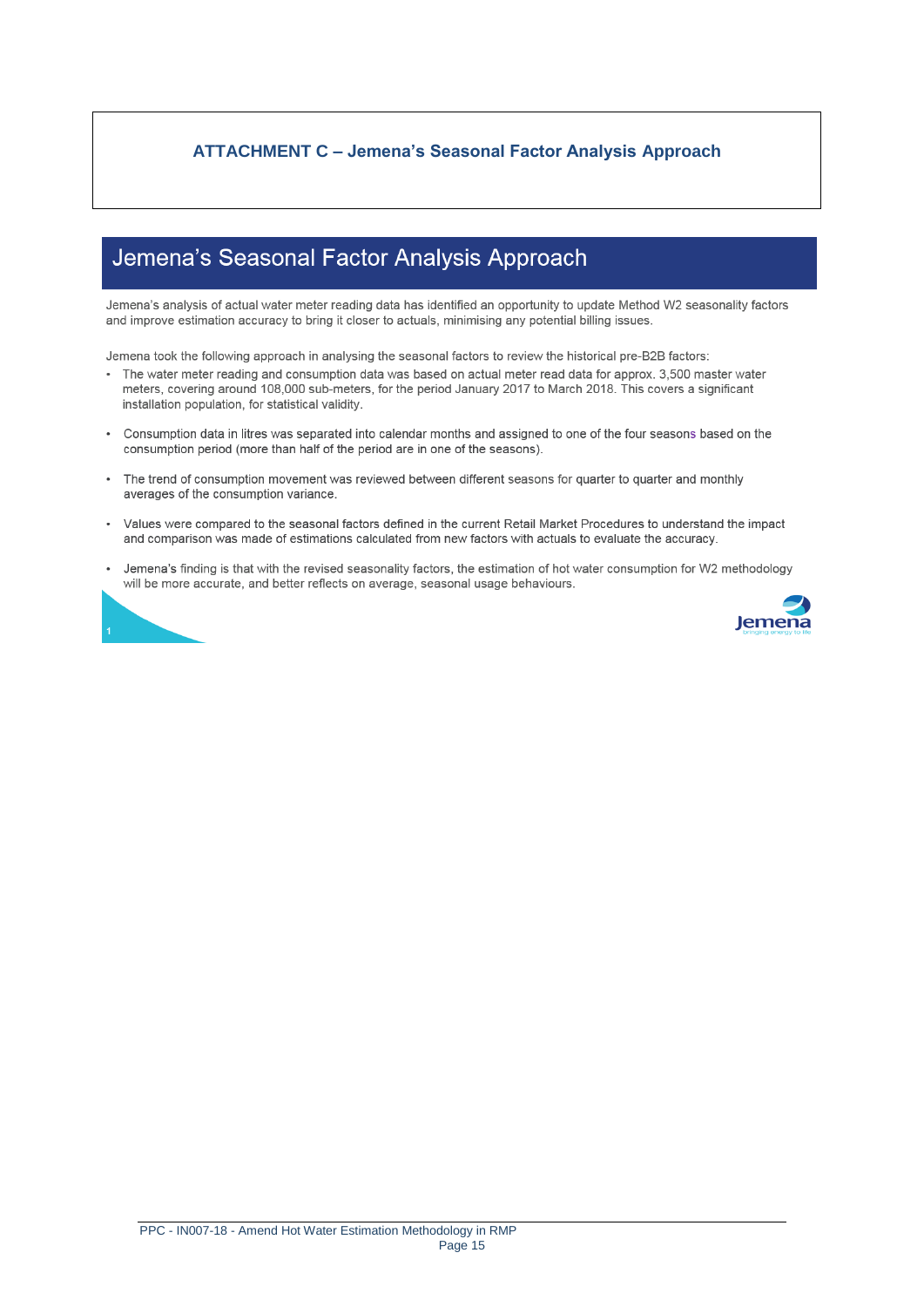**ATTACHMENT C – Jemena's Seasonal Factor Analysis Approach**

# Jemena's Seasonal Factor Analysis Approach

Jemena's analysis of actual water meter reading data has identified an opportunity to update Method W2 seasonality factors and improve estimation accuracy to bring it closer to actuals, minimising any potential billing issues.

Jemena took the following approach in analysing the seasonal factors to review the historical pre-B2B factors:

- The water meter reading and consumption data was based on actual meter read data for approx. 3,500 master water meters, covering around 108,000 sub-meters, for the period January 2017 to March 2018. This covers a significant installation population, for statistical validity.
- Consumption data in litres was separated into calendar months and assigned to one of the four seasons based on the consumption period (more than half of the period are in one of the seasons).
- The trend of consumption movement was reviewed between different seasons for quarter to quarter and monthly averages of the consumption variance.
- Values were compared to the seasonal factors defined in the current Retail Market Procedures to understand the impact and comparison was made of estimations calculated from new factors with actuals to evaluate the accuracy.
- Jemena's finding is that with the revised seasonality factors, the estimation of hot water consumption for W2 methodology will be more accurate, and better reflects on average, seasonal usage behaviours.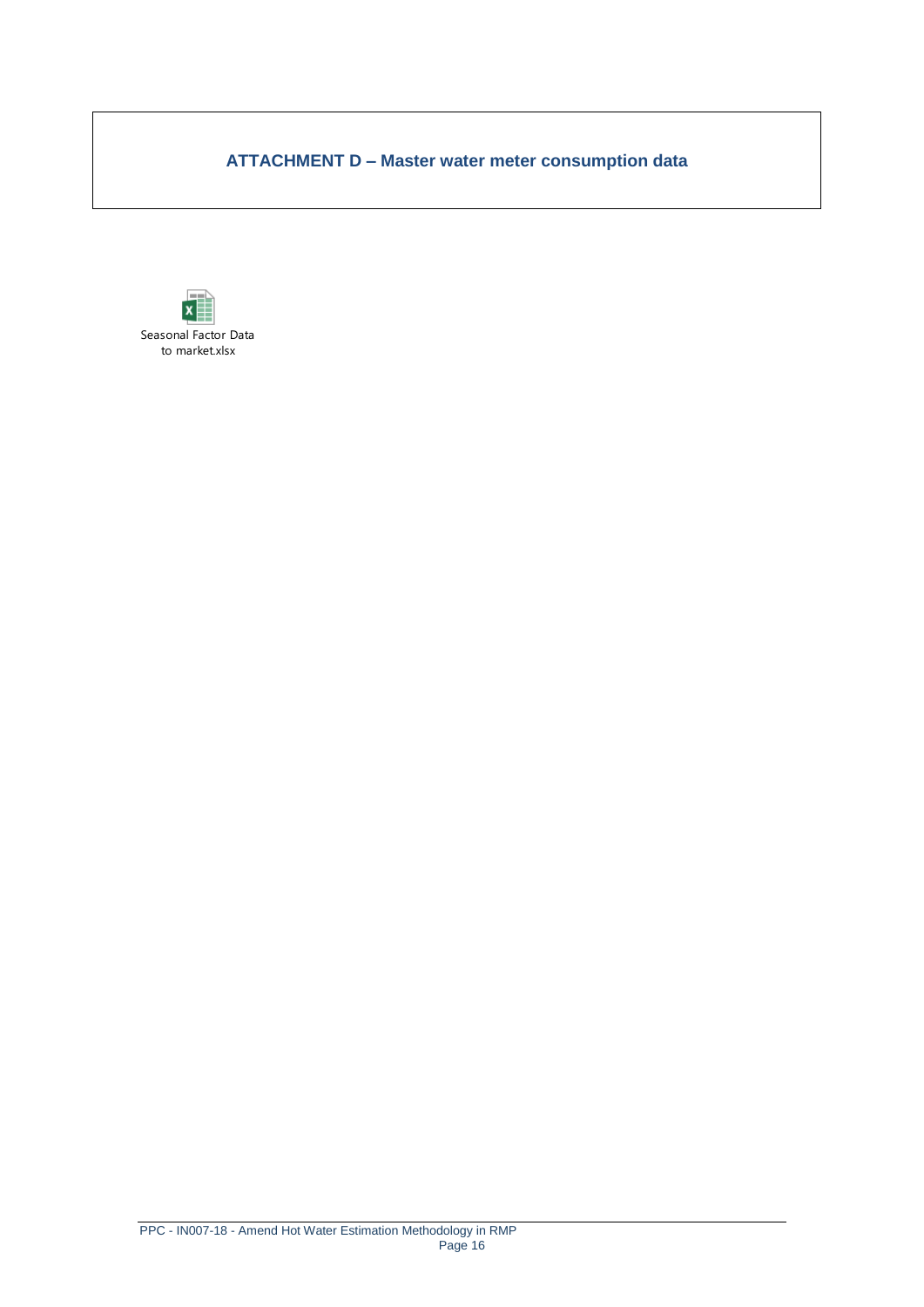## ATTACHMENT D – Master water meter consumption data

Seasonal Factor Data to market.xlsx